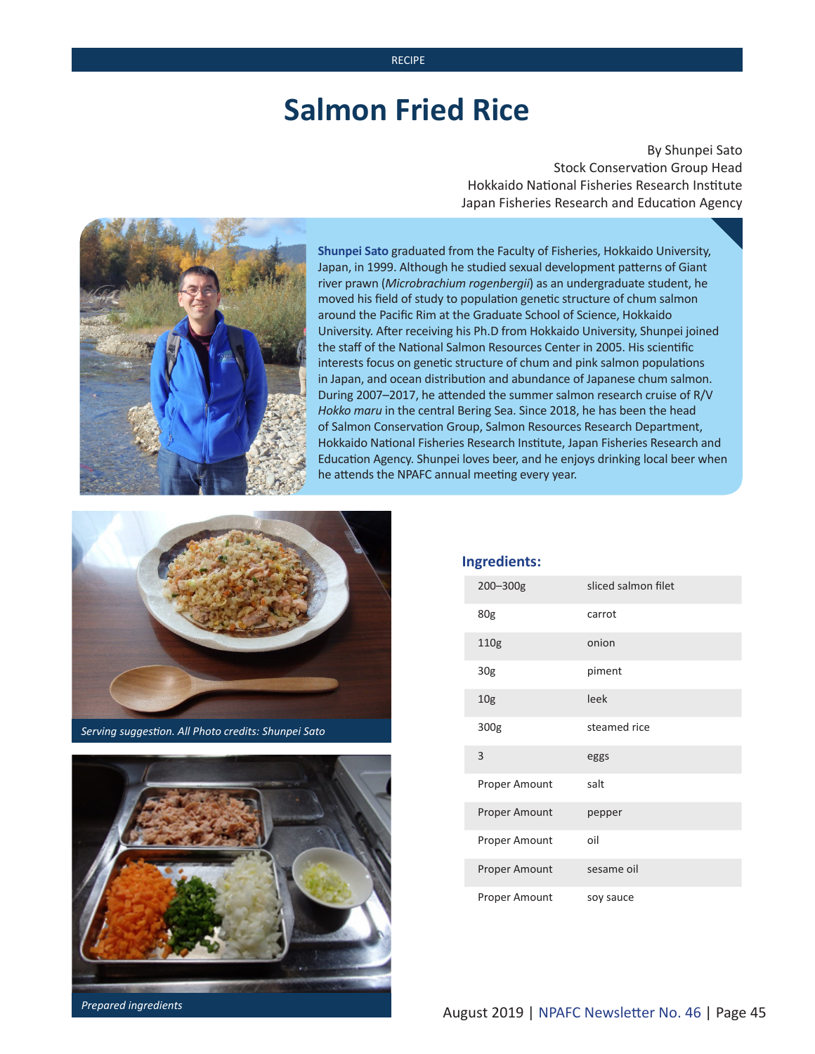RECIPE

# Salmon Fried Rice

By Shunpei Sato
Stock Conservation Group Head
Hokkaido National Fisheries Research Institute
Japan Fisheries Research and Education Agency

**Shunpei Sato** graduated from the Faculty of Fisheries, Hokkaido University, Japan, in 1999. Although he studied sexual development patterns of Giant river prawn (*Microbrachium rogenbergii*) as an undergraduate student, he moved his field of study to population genetic structure of chum salmon around the Pacific Rim at the Graduate School of Science, Hokkaido University. After receiving his Ph.D from Hokkaido University, Shunpei joined the staff of the National Salmon Resources Center in 2005. His scientific interests focus on genetic structure of chum and pink salmon populations in Japan, and ocean distribution and abundance of Japanese chum salmon. During 2007–2017, he attended the summer salmon research cruise of R/V *Hokko maru* in the central Bering Sea. Since 2018, he has been the head of Salmon Conservation Group, Salmon Resources Research Department, Hokkaido National Fisheries Research Institute, Japan Fisheries Research and Education Agency. Shunpei loves beer, and he enjoys drinking local beer when he attends the NPAFC annual meeting every year.

*Serving suggestion. All Photo credits: Shunpei Sato*

*Prepared ingredients*

## Ingredients:

| | |
|---|---|
| 200–300g | sliced salmon filet |
| 80g | carrot |
| 110g | onion |
| 30g | piment |
| 10g | leek |
| 300g | steamed rice |
| 3 | eggs |
| Proper Amount | salt |
| Proper Amount | pepper |
| Proper Amount | oil |
| Proper Amount | sesame oil |
| Proper Amount | soy sauce |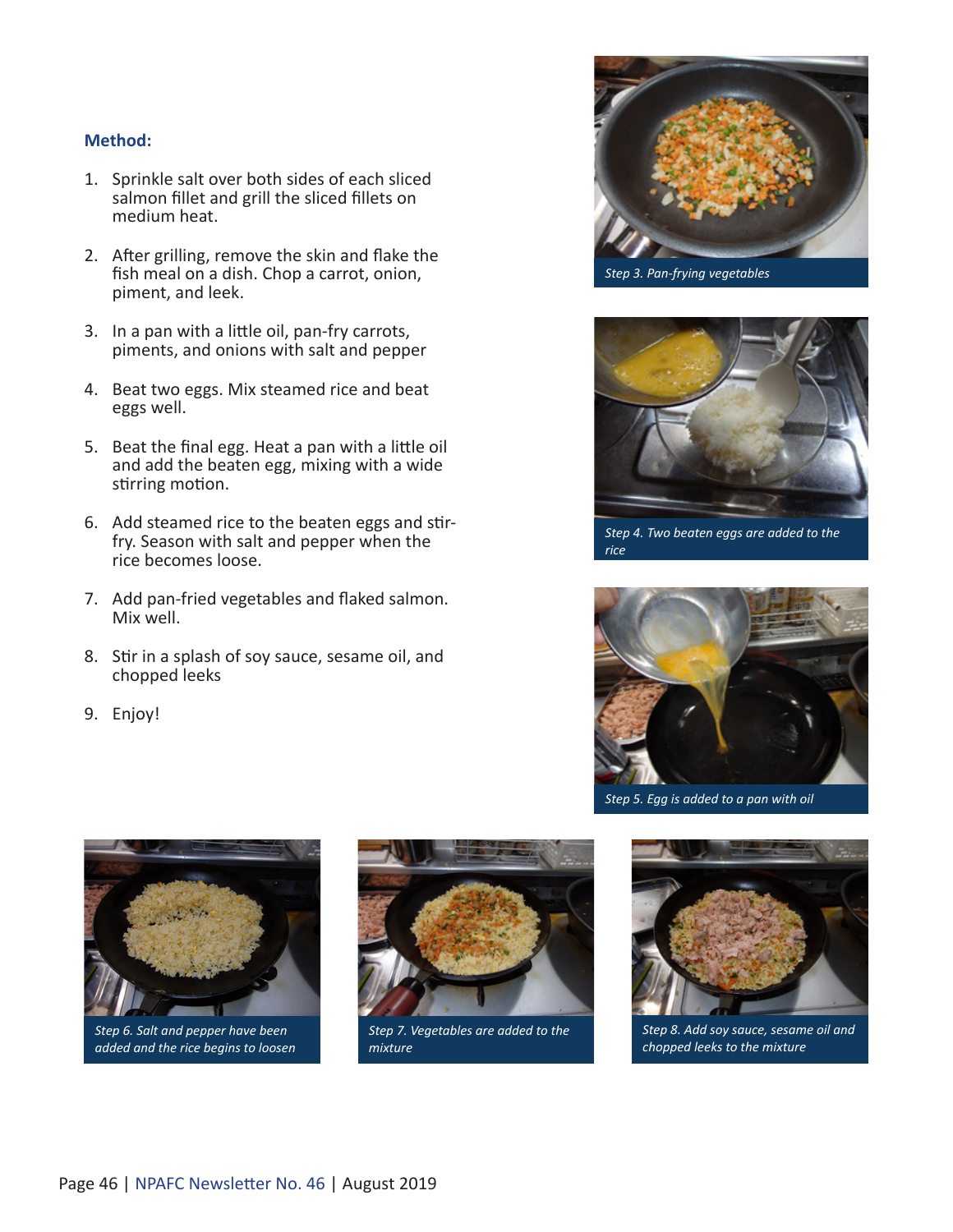### Method:

1. Sprinkle salt over both sides of each sliced salmon fillet and grill the sliced fillets on medium heat.

2. After grilling, remove the skin and flake the fish meal on a dish. Chop a carrot, onion, piment, and leek.

3. In a pan with a little oil, pan-fry carrots, piments, and onions with salt and pepper

4. Beat two eggs. Mix steamed rice and beat eggs well.

5. Beat the final egg. Heat a pan with a little oil and add the beaten egg, mixing with a wide stirring motion.

6. Add steamed rice to the beaten eggs and stir-fry. Season with salt and pepper when the rice becomes loose.

7. Add pan-fried vegetables and flaked salmon. Mix well.

8. Stir in a splash of soy sauce, sesame oil, and chopped leeks

9. Enjoy!

*Step 3. Pan-frying vegetables*

*Step 4. Two beaten eggs are added to the rice*

*Step 5. Egg is added to a pan with oil*

*Step 6. Salt and pepper have been added and the rice begins to loosen*

*Step 7. Vegetables are added to the mixture*

*Step 8. Add soy sauce, sesame oil and chopped leeks to the mixture*